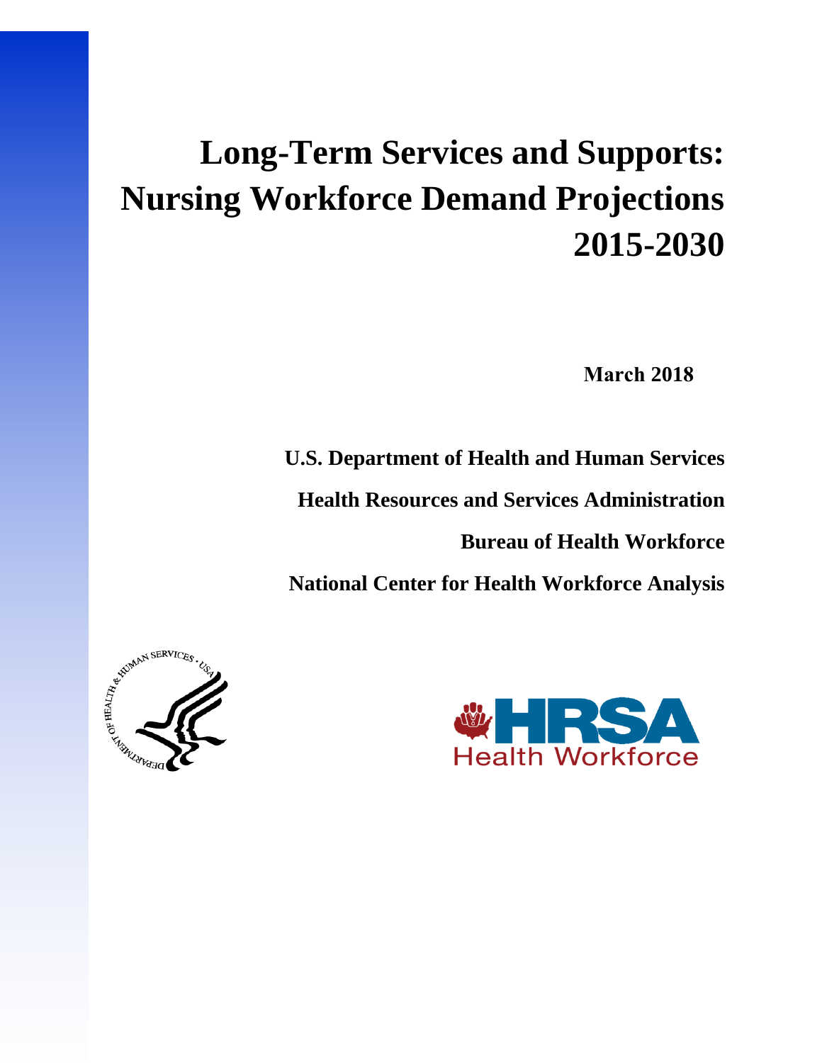# Long-Term Services and Supports: Nursing Workforce Demand Projections 2015-2030

**March 2018**

**U.S. Department of Health and Human Services**

**Health Resources and Services Administration**

**Bureau of Health Workforce**

**National Center for Health Workforce Analysis**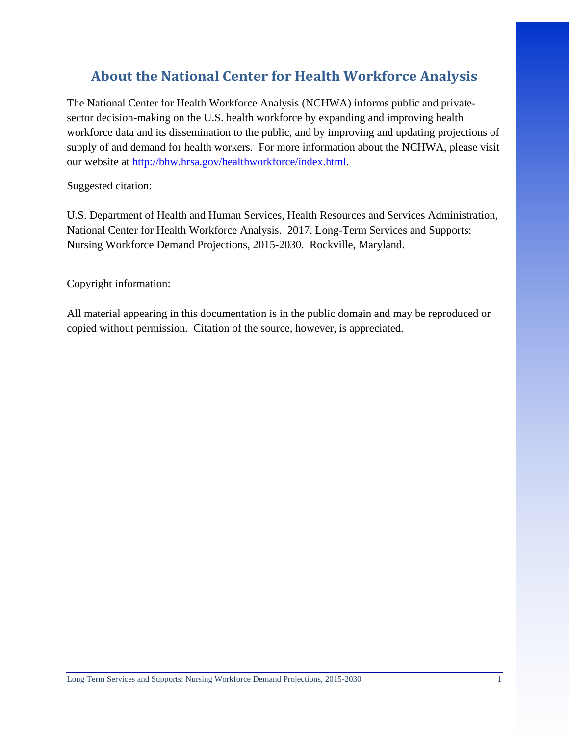# About the National Center for Health Workforce Analysis

The National Center for Health Workforce Analysis (NCHWA) informs public and private-sector decision-making on the U.S. health workforce by expanding and improving health workforce data and its dissemination to the public, and by improving and updating projections of supply of and demand for health workers. For more information about the NCHWA, please visit our website at [http://bhw.hrsa.gov/healthworkforce/index.html](http://bhw.hrsa.gov/healthworkforce/index.html).

Suggested citation:

U.S. Department of Health and Human Services, Health Resources and Services Administration, National Center for Health Workforce Analysis. 2017. Long-Term Services and Supports: Nursing Workforce Demand Projections, 2015-2030. Rockville, Maryland.

Copyright information:

All material appearing in this documentation is in the public domain and may be reproduced or copied without permission. Citation of the source, however, is appreciated.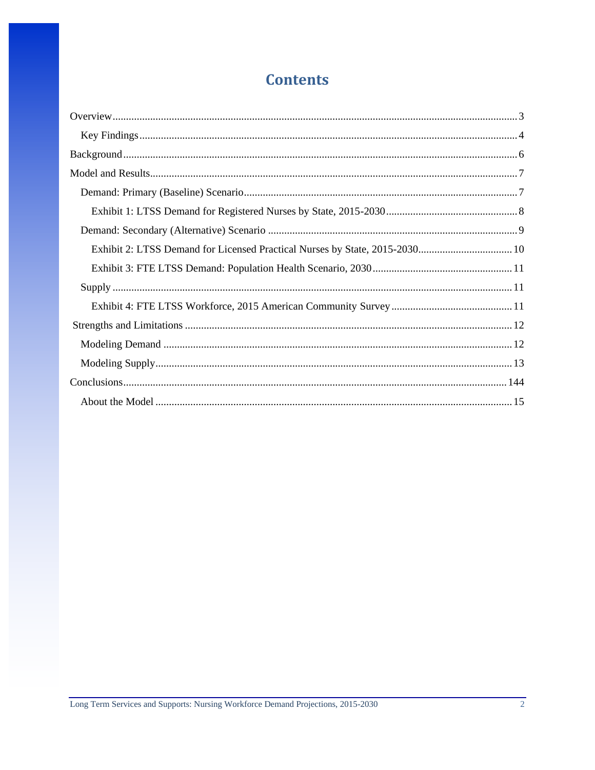# Contents

Overview .......... 3

- Key Findings .......... 4

Background .......... 6

Model and Results .......... 7

- Demand: Primary (Baseline) Scenario .......... 7
  - Exhibit 1: LTSS Demand for Registered Nurses by State, 2015-2030 .......... 8
- Demand: Secondary (Alternative) Scenario .......... 9
  - Exhibit 2: LTSS Demand for Licensed Practical Nurses by State, 2015-2030 .......... 10
  - Exhibit 3: FTE LTSS Demand: Population Health Scenario, 2030 .......... 11
- Supply .......... 11
  - Exhibit 4: FTE LTSS Workforce, 2015 American Community Survey .......... 11

Strengths and Limitations .......... 12

- Modeling Demand .......... 12
- Modeling Supply .......... 13

Conclusions .......... 144

- About the Model .......... 15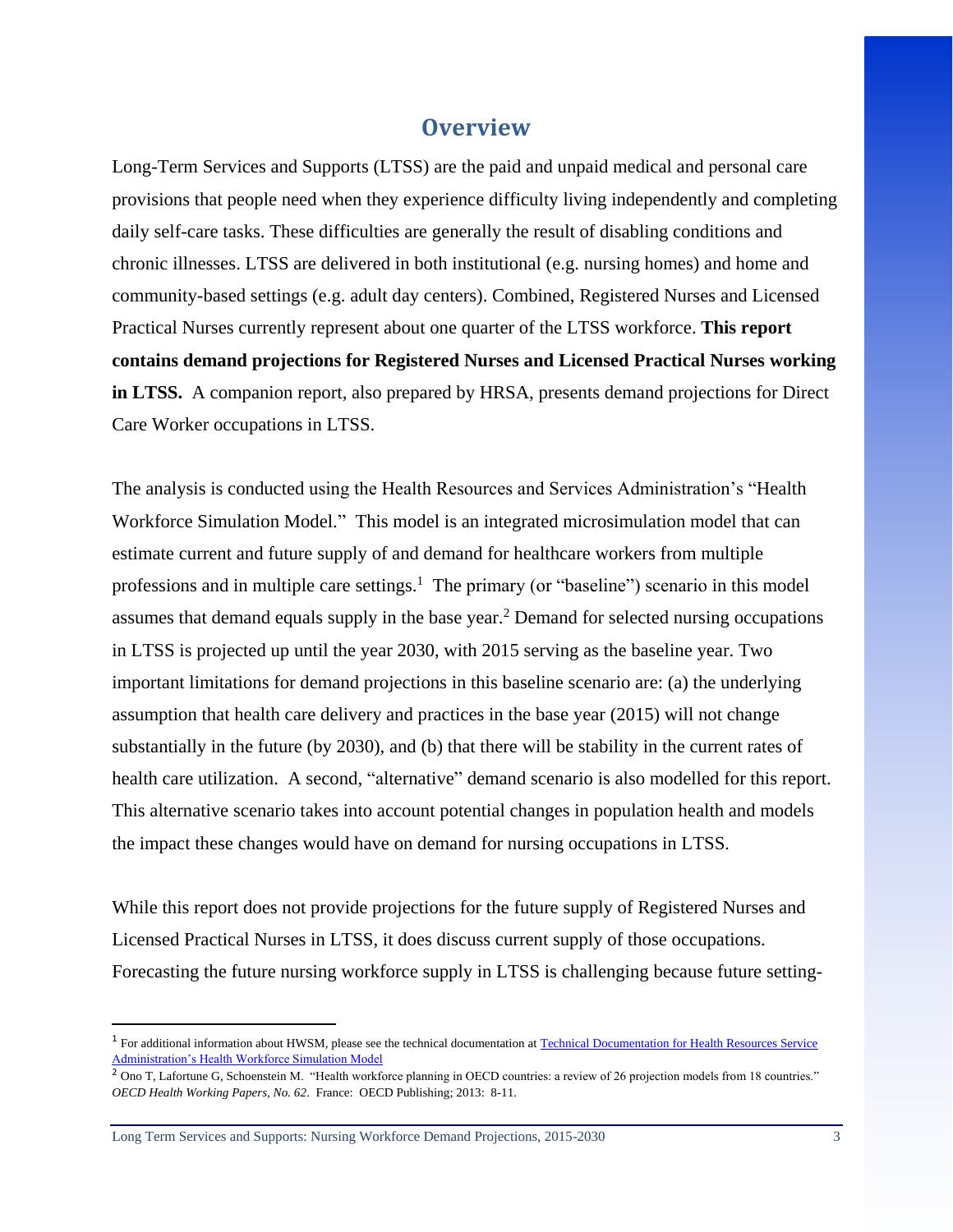# Overview

Long-Term Services and Supports (LTSS) are the paid and unpaid medical and personal care provisions that people need when they experience difficulty living independently and completing daily self-care tasks. These difficulties are generally the result of disabling conditions and chronic illnesses. LTSS are delivered in both institutional (e.g. nursing homes) and home and community-based settings (e.g. adult day centers). Combined, Registered Nurses and Licensed Practical Nurses currently represent about one quarter of the LTSS workforce. **This report contains demand projections for Registered Nurses and Licensed Practical Nurses working in LTSS.** A companion report, also prepared by HRSA, presents demand projections for Direct Care Worker occupations in LTSS.

The analysis is conducted using the Health Resources and Services Administration's "Health Workforce Simulation Model." This model is an integrated microsimulation model that can estimate current and future supply of and demand for healthcare workers from multiple professions and in multiple care settings.[1] The primary (or "baseline") scenario in this model assumes that demand equals supply in the base year.[2] Demand for selected nursing occupations in LTSS is projected up until the year 2030, with 2015 serving as the baseline year. Two important limitations for demand projections in this baseline scenario are: (a) the underlying assumption that health care delivery and practices in the base year (2015) will not change substantially in the future (by 2030), and (b) that there will be stability in the current rates of health care utilization. A second, "alternative" demand scenario is also modelled for this report. This alternative scenario takes into account potential changes in population health and models the impact these changes would have on demand for nursing occupations in LTSS.

While this report does not provide projections for the future supply of Registered Nurses and Licensed Practical Nurses in LTSS, it does discuss current supply of those occupations. Forecasting the future nursing workforce supply in LTSS is challenging because future setting-

---

[1] For additional information about HWSM, please see the technical documentation at [Technical Documentation for Health Resources Service Administration's Health Workforce Simulation Model]()

[2] Ono T, Lafortune G, Schoenstein M. "Health workforce planning in OECD countries: a review of 26 projection models from 18 countries." *OECD Health Working Papers, No. 62*. France: OECD Publishing; 2013: 8-11.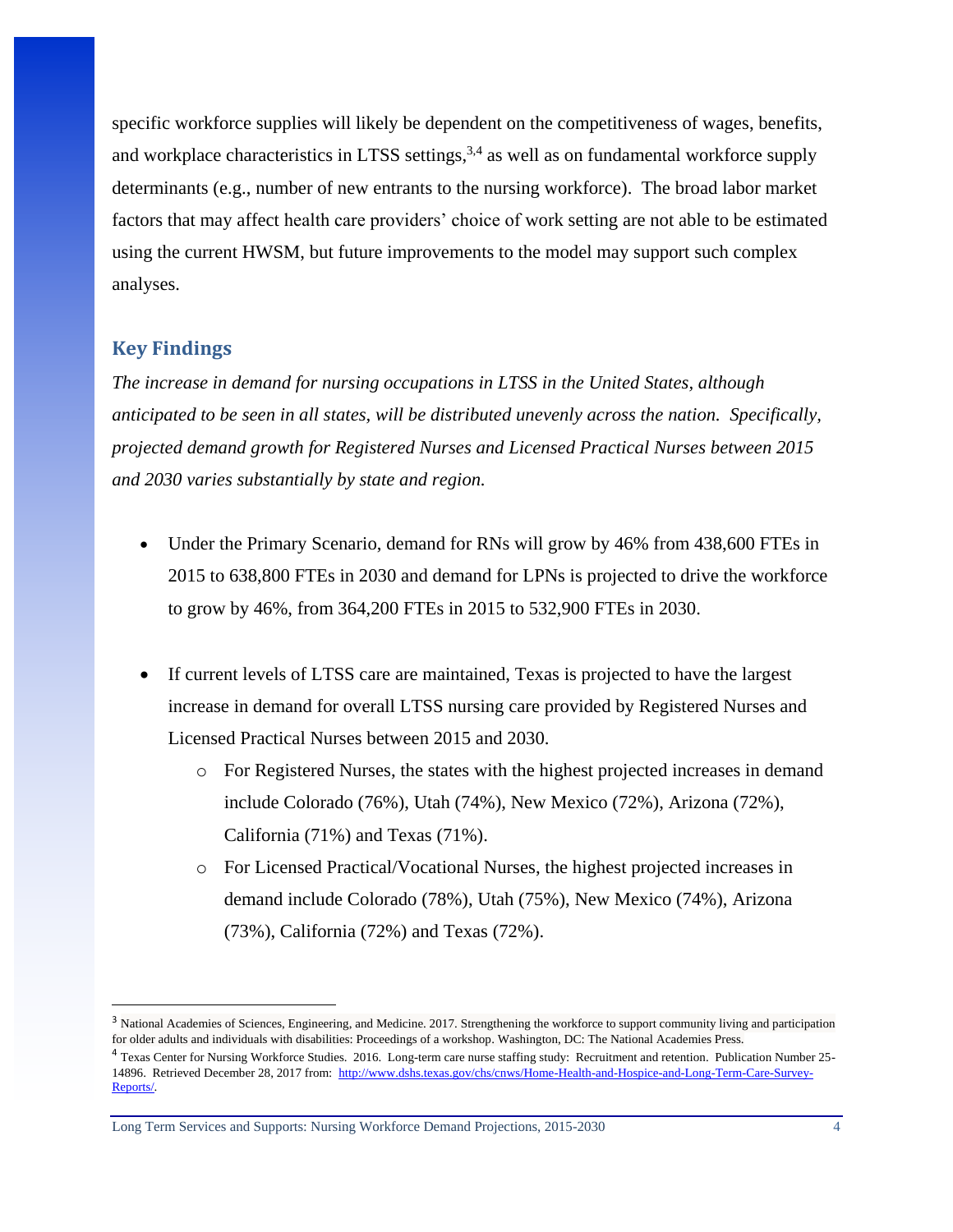specific workforce supplies will likely be dependent on the competitiveness of wages, benefits, and workplace characteristics in LTSS settings,[3,4] as well as on fundamental workforce supply determinants (e.g., number of new entrants to the nursing workforce). The broad labor market factors that may affect health care providers' choice of work setting are not able to be estimated using the current HWSM, but future improvements to the model may support such complex analyses.

## Key Findings

*The increase in demand for nursing occupations in LTSS in the United States, although anticipated to be seen in all states, will be distributed unevenly across the nation. Specifically, projected demand growth for Registered Nurses and Licensed Practical Nurses between 2015 and 2030 varies substantially by state and region.*

- Under the Primary Scenario, demand for RNs will grow by 46% from 438,600 FTEs in 2015 to 638,800 FTEs in 2030 and demand for LPNs is projected to drive the workforce to grow by 46%, from 364,200 FTEs in 2015 to 532,900 FTEs in 2030.

- If current levels of LTSS care are maintained, Texas is projected to have the largest increase in demand for overall LTSS nursing care provided by Registered Nurses and Licensed Practical Nurses between 2015 and 2030.
  - For Registered Nurses, the states with the highest projected increases in demand include Colorado (76%), Utah (74%), New Mexico (72%), Arizona (72%), California (71%) and Texas (71%).
  - For Licensed Practical/Vocational Nurses, the highest projected increases in demand include Colorado (78%), Utah (75%), New Mexico (74%), Arizona (73%), California (72%) and Texas (72%).

---

[3] National Academies of Sciences, Engineering, and Medicine. 2017. Strengthening the workforce to support community living and participation for older adults and individuals with disabilities: Proceedings of a workshop. Washington, DC: The National Academies Press.

[4] Texas Center for Nursing Workforce Studies. 2016. Long-term care nurse staffing study: Recruitment and retention. Publication Number 25-14896. Retrieved December 28, 2017 from: http://www.dshs.texas.gov/chs/cnws/Home-Health-and-Hospice-and-Long-Term-Care-Survey-Reports/.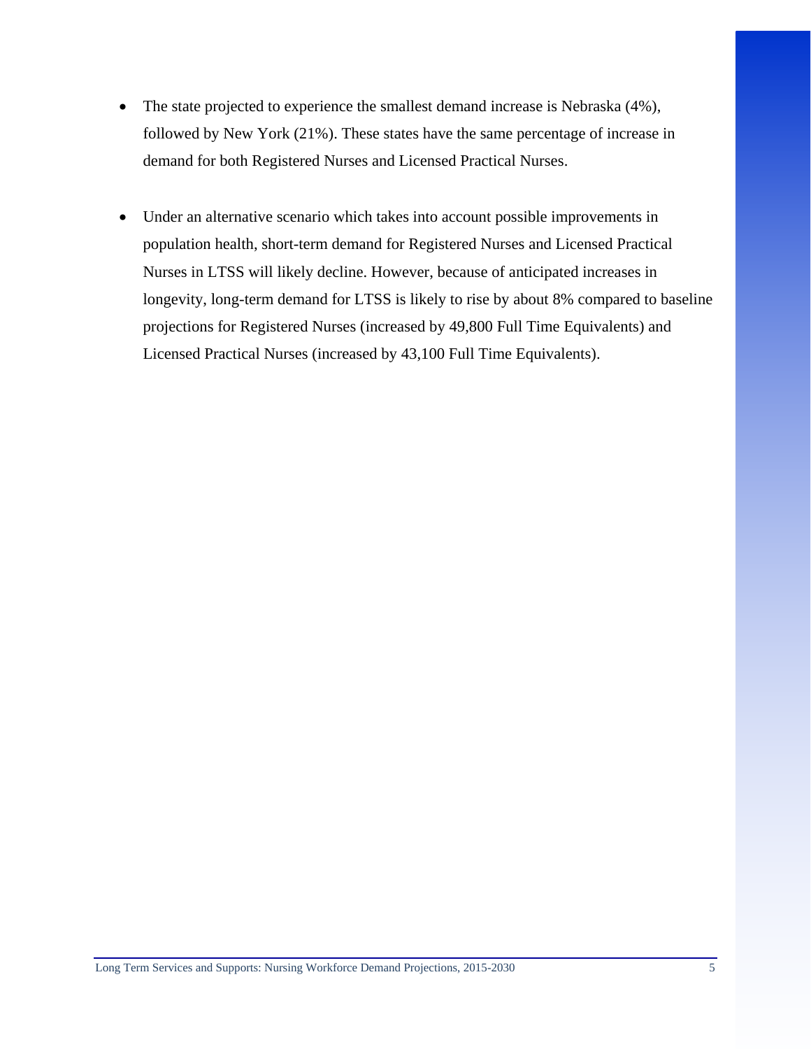- The state projected to experience the smallest demand increase is Nebraska (4%), followed by New York (21%). These states have the same percentage of increase in demand for both Registered Nurses and Licensed Practical Nurses.

- Under an alternative scenario which takes into account possible improvements in population health, short-term demand for Registered Nurses and Licensed Practical Nurses in LTSS will likely decline. However, because of anticipated increases in longevity, long-term demand for LTSS is likely to rise by about 8% compared to baseline projections for Registered Nurses (increased by 49,800 Full Time Equivalents) and Licensed Practical Nurses (increased by 43,100 Full Time Equivalents).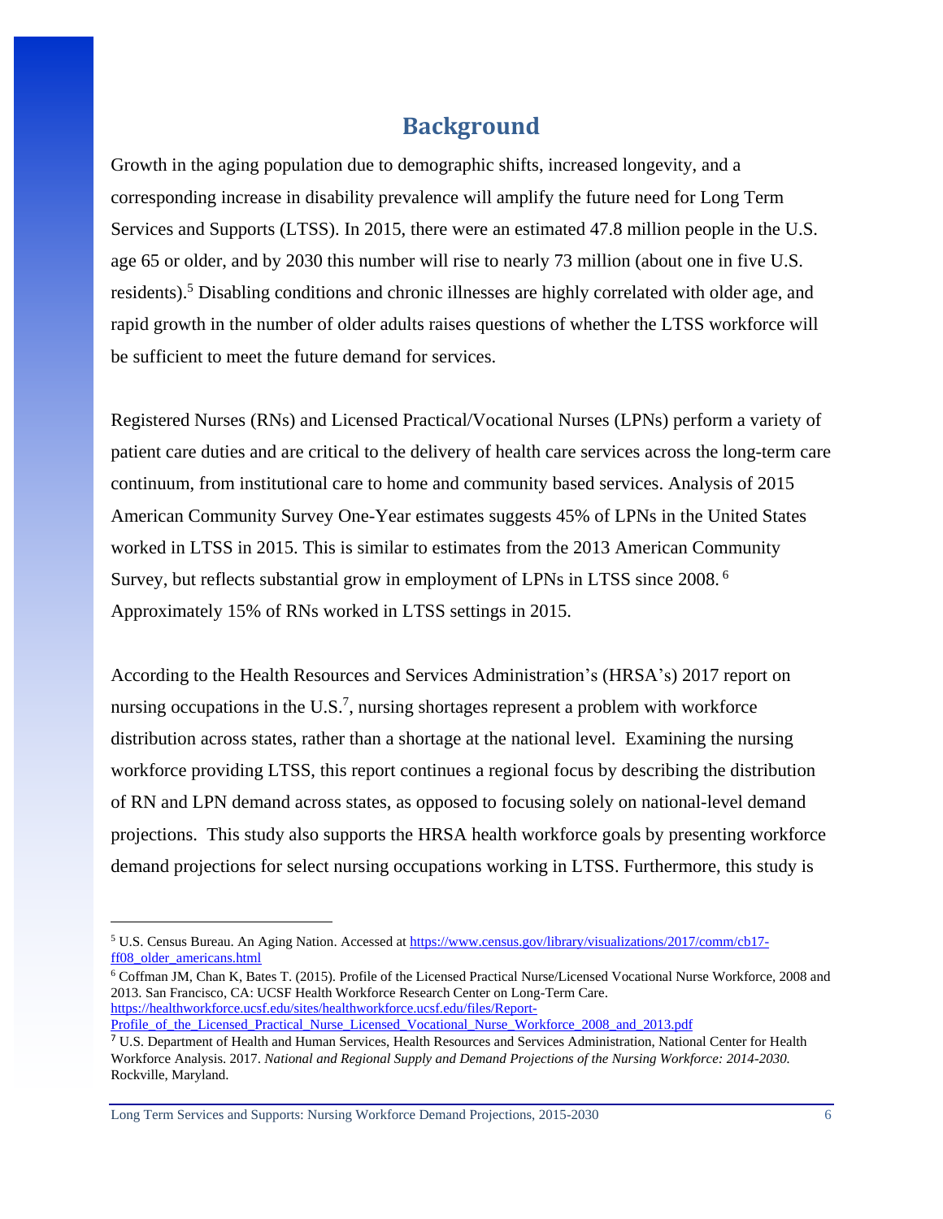# Background

Growth in the aging population due to demographic shifts, increased longevity, and a corresponding increase in disability prevalence will amplify the future need for Long Term Services and Supports (LTSS). In 2015, there were an estimated 47.8 million people in the U.S. age 65 or older, and by 2030 this number will rise to nearly 73 million (about one in five U.S. residents).[5] Disabling conditions and chronic illnesses are highly correlated with older age, and rapid growth in the number of older adults raises questions of whether the LTSS workforce will be sufficient to meet the future demand for services.

Registered Nurses (RNs) and Licensed Practical/Vocational Nurses (LPNs) perform a variety of patient care duties and are critical to the delivery of health care services across the long-term care continuum, from institutional care to home and community based services. Analysis of 2015 American Community Survey One-Year estimates suggests 45% of LPNs in the United States worked in LTSS in 2015. This is similar to estimates from the 2013 American Community Survey, but reflects substantial grow in employment of LPNs in LTSS since 2008. [6] Approximately 15% of RNs worked in LTSS settings in 2015.

According to the Health Resources and Services Administration's (HRSA's) 2017 report on nursing occupations in the U.S.[7], nursing shortages represent a problem with workforce distribution across states, rather than a shortage at the national level. Examining the nursing workforce providing LTSS, this report continues a regional focus by describing the distribution of RN and LPN demand across states, as opposed to focusing solely on national-level demand projections. This study also supports the HRSA health workforce goals by presenting workforce demand projections for select nursing occupations working in LTSS. Furthermore, this study is

---

[5] U.S. Census Bureau. An Aging Nation. Accessed at https://www.census.gov/library/visualizations/2017/comm/cb17-ff08_older_americans.html

[6] Coffman JM, Chan K, Bates T. (2015). Profile of the Licensed Practical Nurse/Licensed Vocational Nurse Workforce, 2008 and 2013. San Francisco, CA: UCSF Health Workforce Research Center on Long-Term Care. https://healthworkforce.ucsf.edu/sites/healthworkforce.ucsf.edu/files/Report-Profile_of_the_Licensed_Practical_Nurse_Licensed_Vocational_Nurse_Workforce_2008_and_2013.pdf

[7] U.S. Department of Health and Human Services, Health Resources and Services Administration, National Center for Health Workforce Analysis. 2017. *National and Regional Supply and Demand Projections of the Nursing Workforce: 2014-2030.* Rockville, Maryland.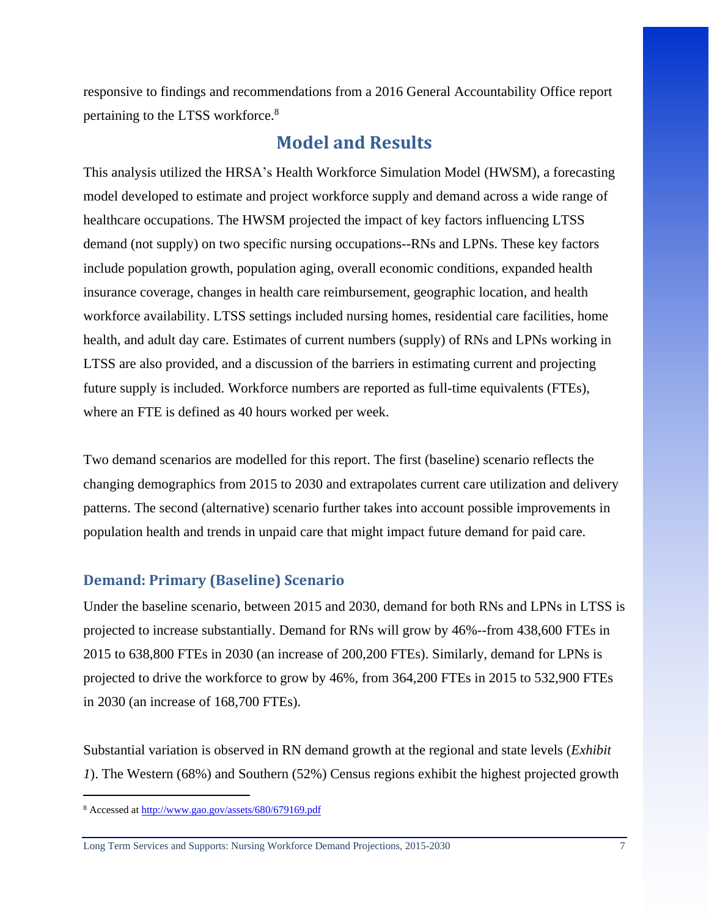responsive to findings and recommendations from a 2016 General Accountability Office report pertaining to the LTSS workforce.[8]

## Model and Results

This analysis utilized the HRSA's Health Workforce Simulation Model (HWSM), a forecasting model developed to estimate and project workforce supply and demand across a wide range of healthcare occupations. The HWSM projected the impact of key factors influencing LTSS demand (not supply) on two specific nursing occupations--RNs and LPNs. These key factors include population growth, population aging, overall economic conditions, expanded health insurance coverage, changes in health care reimbursement, geographic location, and health workforce availability. LTSS settings included nursing homes, residential care facilities, home health, and adult day care. Estimates of current numbers (supply) of RNs and LPNs working in LTSS are also provided, and a discussion of the barriers in estimating current and projecting future supply is included. Workforce numbers are reported as full-time equivalents (FTEs), where an FTE is defined as 40 hours worked per week.

Two demand scenarios are modelled for this report. The first (baseline) scenario reflects the changing demographics from 2015 to 2030 and extrapolates current care utilization and delivery patterns. The second (alternative) scenario further takes into account possible improvements in population health and trends in unpaid care that might impact future demand for paid care.

### Demand: Primary (Baseline) Scenario

Under the baseline scenario, between 2015 and 2030, demand for both RNs and LPNs in LTSS is projected to increase substantially. Demand for RNs will grow by 46%--from 438,600 FTEs in 2015 to 638,800 FTEs in 2030 (an increase of 200,200 FTEs). Similarly, demand for LPNs is projected to drive the workforce to grow by 46%, from 364,200 FTEs in 2015 to 532,900 FTEs in 2030 (an increase of 168,700 FTEs).

Substantial variation is observed in RN demand growth at the regional and state levels (*Exhibit 1*). The Western (68%) and Southern (52%) Census regions exhibit the highest projected growth

---

[8] Accessed at http://www.gao.gov/assets/680/679169.pdf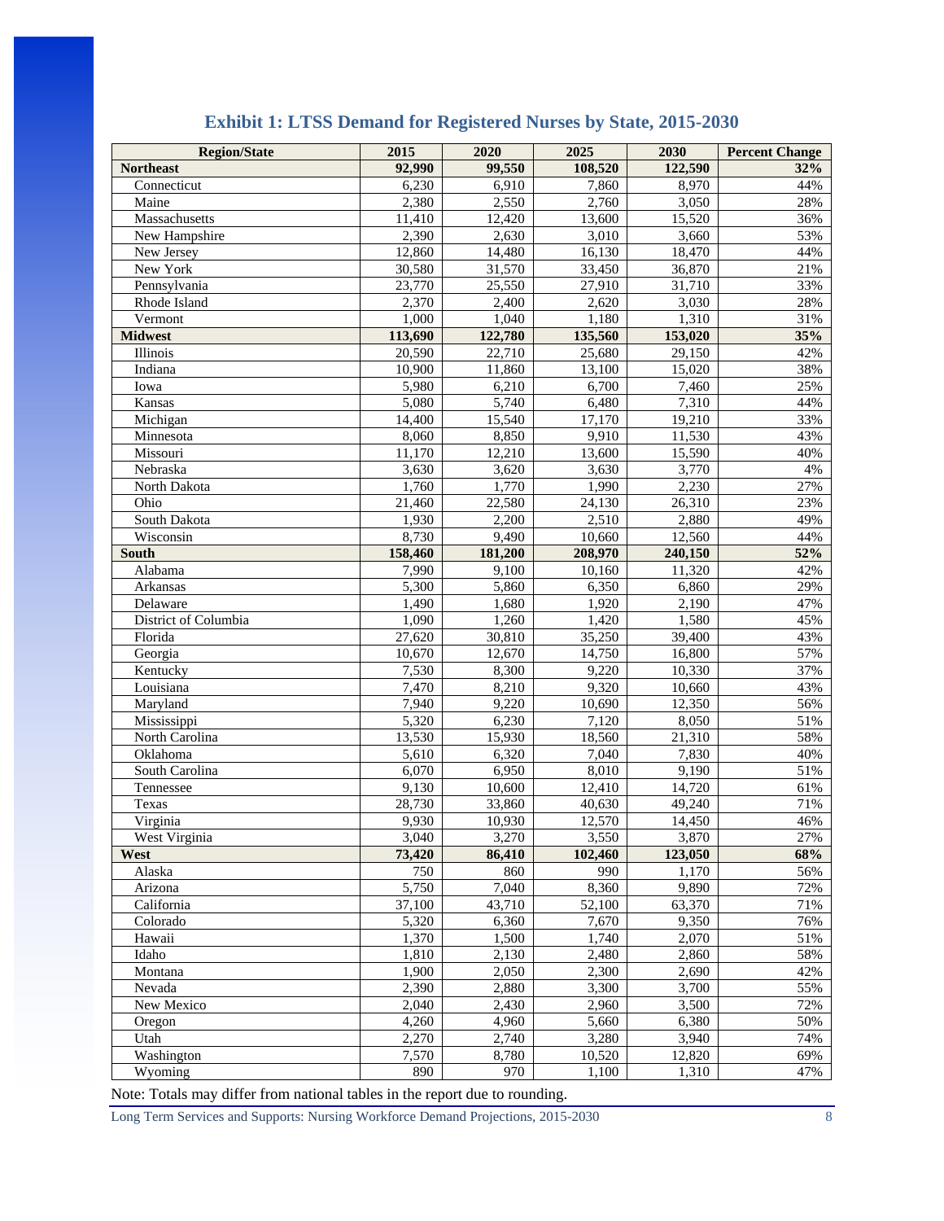## Exhibit 1: LTSS Demand for Registered Nurses by State, 2015-2030

| Region/State | 2015 | 2020 | 2025 | 2030 | Percent Change |
|---|---|---|---|---|---|
| **Northeast** | **92,990** | **99,550** | **108,520** | **122,590** | **32%** |
| Connecticut | 6,230 | 6,910 | 7,860 | 8,970 | 44% |
| Maine | 2,380 | 2,550 | 2,760 | 3,050 | 28% |
| Massachusetts | 11,410 | 12,420 | 13,600 | 15,520 | 36% |
| New Hampshire | 2,390 | 2,630 | 3,010 | 3,660 | 53% |
| New Jersey | 12,860 | 14,480 | 16,130 | 18,470 | 44% |
| New York | 30,580 | 31,570 | 33,450 | 36,870 | 21% |
| Pennsylvania | 23,770 | 25,550 | 27,910 | 31,710 | 33% |
| Rhode Island | 2,370 | 2,400 | 2,620 | 3,030 | 28% |
| Vermont | 1,000 | 1,040 | 1,180 | 1,310 | 31% |
| **Midwest** | **113,690** | **122,780** | **135,560** | **153,020** | **35%** |
| Illinois | 20,590 | 22,710 | 25,680 | 29,150 | 42% |
| Indiana | 10,900 | 11,860 | 13,100 | 15,020 | 38% |
| Iowa | 5,980 | 6,210 | 6,700 | 7,460 | 25% |
| Kansas | 5,080 | 5,740 | 6,480 | 7,310 | 44% |
| Michigan | 14,400 | 15,540 | 17,170 | 19,210 | 33% |
| Minnesota | 8,060 | 8,850 | 9,910 | 11,530 | 43% |
| Missouri | 11,170 | 12,210 | 13,600 | 15,590 | 40% |
| Nebraska | 3,630 | 3,620 | 3,630 | 3,770 | 4% |
| North Dakota | 1,760 | 1,770 | 1,990 | 2,230 | 27% |
| Ohio | 21,460 | 22,580 | 24,130 | 26,310 | 23% |
| South Dakota | 1,930 | 2,200 | 2,510 | 2,880 | 49% |
| Wisconsin | 8,730 | 9,490 | 10,660 | 12,560 | 44% |
| **South** | **158,460** | **181,200** | **208,970** | **240,150** | **52%** |
| Alabama | 7,990 | 9,100 | 10,160 | 11,320 | 42% |
| Arkansas | 5,300 | 5,860 | 6,350 | 6,860 | 29% |
| Delaware | 1,490 | 1,680 | 1,920 | 2,190 | 47% |
| District of Columbia | 1,090 | 1,260 | 1,420 | 1,580 | 45% |
| Florida | 27,620 | 30,810 | 35,250 | 39,400 | 43% |
| Georgia | 10,670 | 12,670 | 14,750 | 16,800 | 57% |
| Kentucky | 7,530 | 8,300 | 9,220 | 10,330 | 37% |
| Louisiana | 7,470 | 8,210 | 9,320 | 10,660 | 43% |
| Maryland | 7,940 | 9,220 | 10,690 | 12,350 | 56% |
| Mississippi | 5,320 | 6,230 | 7,120 | 8,050 | 51% |
| North Carolina | 13,530 | 15,930 | 18,560 | 21,310 | 58% |
| Oklahoma | 5,610 | 6,320 | 7,040 | 7,830 | 40% |
| South Carolina | 6,070 | 6,950 | 8,010 | 9,190 | 51% |
| Tennessee | 9,130 | 10,600 | 12,410 | 14,720 | 61% |
| Texas | 28,730 | 33,860 | 40,630 | 49,240 | 71% |
| Virginia | 9,930 | 10,930 | 12,570 | 14,450 | 46% |
| West Virginia | 3,040 | 3,270 | 3,550 | 3,870 | 27% |
| **West** | **73,420** | **86,410** | **102,460** | **123,050** | **68%** |
| Alaska | 750 | 860 | 990 | 1,170 | 56% |
| Arizona | 5,750 | 7,040 | 8,360 | 9,890 | 72% |
| California | 37,100 | 43,710 | 52,100 | 63,370 | 71% |
| Colorado | 5,320 | 6,360 | 7,670 | 9,350 | 76% |
| Hawaii | 1,370 | 1,500 | 1,740 | 2,070 | 51% |
| Idaho | 1,810 | 2,130 | 2,480 | 2,860 | 58% |
| Montana | 1,900 | 2,050 | 2,300 | 2,690 | 42% |
| Nevada | 2,390 | 2,880 | 3,300 | 3,700 | 55% |
| New Mexico | 2,040 | 2,430 | 2,960 | 3,500 | 72% |
| Oregon | 4,260 | 4,960 | 5,660 | 6,380 | 50% |
| Utah | 2,270 | 2,740 | 3,280 | 3,940 | 74% |
| Washington | 7,570 | 8,780 | 10,520 | 12,820 | 69% |
| Wyoming | 890 | 970 | 1,100 | 1,310 | 47% |

Note: Totals may differ from national tables in the report due to rounding.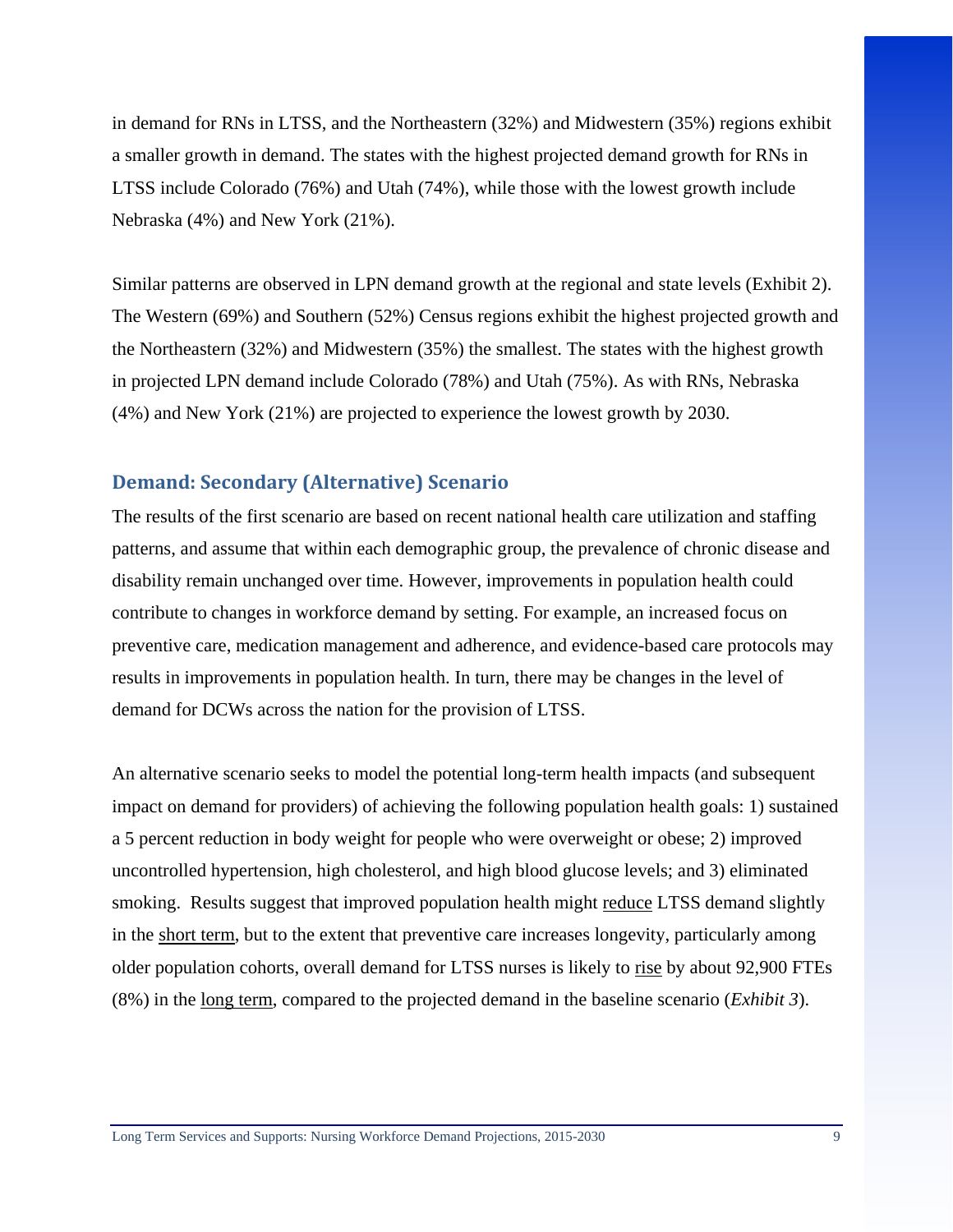in demand for RNs in LTSS, and the Northeastern (32%) and Midwestern (35%) regions exhibit a smaller growth in demand. The states with the highest projected demand growth for RNs in LTSS include Colorado (76%) and Utah (74%), while those with the lowest growth include Nebraska (4%) and New York (21%).

Similar patterns are observed in LPN demand growth at the regional and state levels (Exhibit 2). The Western (69%) and Southern (52%) Census regions exhibit the highest projected growth and the Northeastern (32%) and Midwestern (35%) the smallest. The states with the highest growth in projected LPN demand include Colorado (78%) and Utah (75%). As with RNs, Nebraska (4%) and New York (21%) are projected to experience the lowest growth by 2030.

## Demand: Secondary (Alternative) Scenario

The results of the first scenario are based on recent national health care utilization and staffing patterns, and assume that within each demographic group, the prevalence of chronic disease and disability remain unchanged over time. However, improvements in population health could contribute to changes in workforce demand by setting. For example, an increased focus on preventive care, medication management and adherence, and evidence-based care protocols may results in improvements in population health. In turn, there may be changes in the level of demand for DCWs across the nation for the provision of LTSS.

An alternative scenario seeks to model the potential long-term health impacts (and subsequent impact on demand for providers) of achieving the following population health goals: 1) sustained a 5 percent reduction in body weight for people who were overweight or obese; 2) improved uncontrolled hypertension, high cholesterol, and high blood glucose levels; and 3) eliminated smoking. Results suggest that improved population health might reduce LTSS demand slightly in the short term, but to the extent that preventive care increases longevity, particularly among older population cohorts, overall demand for LTSS nurses is likely to rise by about 92,900 FTEs (8%) in the long term, compared to the projected demand in the baseline scenario (*Exhibit 3*).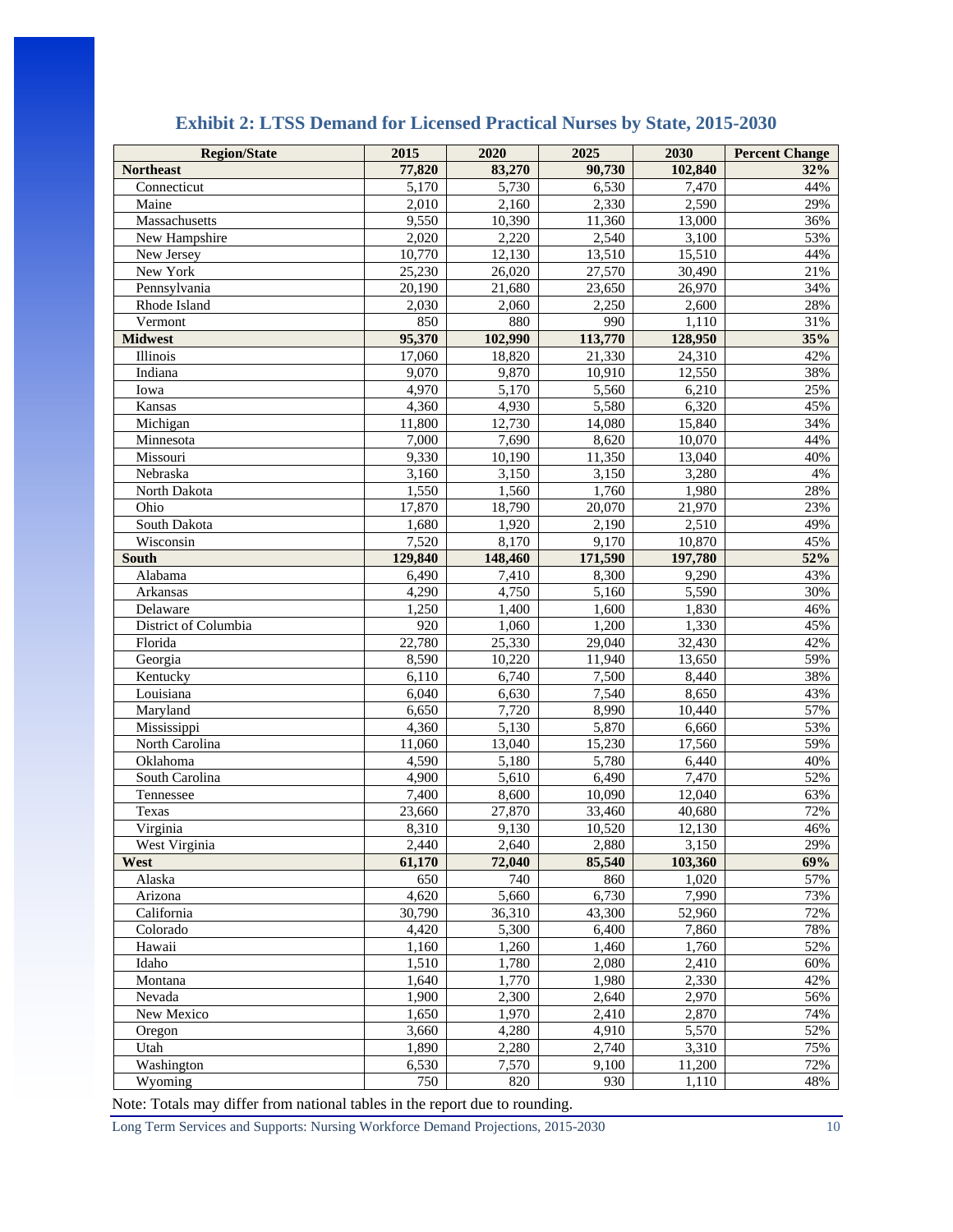## Exhibit 2: LTSS Demand for Licensed Practical Nurses by State, 2015-2030

| Region/State | 2015 | 2020 | 2025 | 2030 | Percent Change |
|---|---|---|---|---|---|
| **Northeast** | **77,820** | **83,270** | **90,730** | **102,840** | **32%** |
| Connecticut | 5,170 | 5,730 | 6,530 | 7,470 | 44% |
| Maine | 2,010 | 2,160 | 2,330 | 2,590 | 29% |
| Massachusetts | 9,550 | 10,390 | 11,360 | 13,000 | 36% |
| New Hampshire | 2,020 | 2,220 | 2,540 | 3,100 | 53% |
| New Jersey | 10,770 | 12,130 | 13,510 | 15,510 | 44% |
| New York | 25,230 | 26,020 | 27,570 | 30,490 | 21% |
| Pennsylvania | 20,190 | 21,680 | 23,650 | 26,970 | 34% |
| Rhode Island | 2,030 | 2,060 | 2,250 | 2,600 | 28% |
| Vermont | 850 | 880 | 990 | 1,110 | 31% |
| **Midwest** | **95,370** | **102,990** | **113,770** | **128,950** | **35%** |
| Illinois | 17,060 | 18,820 | 21,330 | 24,310 | 42% |
| Indiana | 9,070 | 9,870 | 10,910 | 12,550 | 38% |
| Iowa | 4,970 | 5,170 | 5,560 | 6,210 | 25% |
| Kansas | 4,360 | 4,930 | 5,580 | 6,320 | 45% |
| Michigan | 11,800 | 12,730 | 14,080 | 15,840 | 34% |
| Minnesota | 7,000 | 7,690 | 8,620 | 10,070 | 44% |
| Missouri | 9,330 | 10,190 | 11,350 | 13,040 | 40% |
| Nebraska | 3,160 | 3,150 | 3,150 | 3,280 | 4% |
| North Dakota | 1,550 | 1,560 | 1,760 | 1,980 | 28% |
| Ohio | 17,870 | 18,790 | 20,070 | 21,970 | 23% |
| South Dakota | 1,680 | 1,920 | 2,190 | 2,510 | 49% |
| Wisconsin | 7,520 | 8,170 | 9,170 | 10,870 | 45% |
| **South** | **129,840** | **148,460** | **171,590** | **197,780** | **52%** |
| Alabama | 6,490 | 7,410 | 8,300 | 9,290 | 43% |
| Arkansas | 4,290 | 4,750 | 5,160 | 5,590 | 30% |
| Delaware | 1,250 | 1,400 | 1,600 | 1,830 | 46% |
| District of Columbia | 920 | 1,060 | 1,200 | 1,330 | 45% |
| Florida | 22,780 | 25,330 | 29,040 | 32,430 | 42% |
| Georgia | 8,590 | 10,220 | 11,940 | 13,650 | 59% |
| Kentucky | 6,110 | 6,740 | 7,500 | 8,440 | 38% |
| Louisiana | 6,040 | 6,630 | 7,540 | 8,650 | 43% |
| Maryland | 6,650 | 7,720 | 8,990 | 10,440 | 57% |
| Mississippi | 4,360 | 5,130 | 5,870 | 6,660 | 53% |
| North Carolina | 11,060 | 13,040 | 15,230 | 17,560 | 59% |
| Oklahoma | 4,590 | 5,180 | 5,780 | 6,440 | 40% |
| South Carolina | 4,900 | 5,610 | 6,490 | 7,470 | 52% |
| Tennessee | 7,400 | 8,600 | 10,090 | 12,040 | 63% |
| Texas | 23,660 | 27,870 | 33,460 | 40,680 | 72% |
| Virginia | 8,310 | 9,130 | 10,520 | 12,130 | 46% |
| West Virginia | 2,440 | 2,640 | 2,880 | 3,150 | 29% |
| **West** | **61,170** | **72,040** | **85,540** | **103,360** | **69%** |
| Alaska | 650 | 740 | 860 | 1,020 | 57% |
| Arizona | 4,620 | 5,660 | 6,730 | 7,990 | 73% |
| California | 30,790 | 36,310 | 43,300 | 52,960 | 72% |
| Colorado | 4,420 | 5,300 | 6,400 | 7,860 | 78% |
| Hawaii | 1,160 | 1,260 | 1,460 | 1,760 | 52% |
| Idaho | 1,510 | 1,780 | 2,080 | 2,410 | 60% |
| Montana | 1,640 | 1,770 | 1,980 | 2,330 | 42% |
| Nevada | 1,900 | 2,300 | 2,640 | 2,970 | 56% |
| New Mexico | 1,650 | 1,970 | 2,410 | 2,870 | 74% |
| Oregon | 3,660 | 4,280 | 4,910 | 5,570 | 52% |
| Utah | 1,890 | 2,280 | 2,740 | 3,310 | 75% |
| Washington | 6,530 | 7,570 | 9,100 | 11,200 | 72% |
| Wyoming | 750 | 820 | 930 | 1,110 | 48% |

Note: Totals may differ from national tables in the report due to rounding.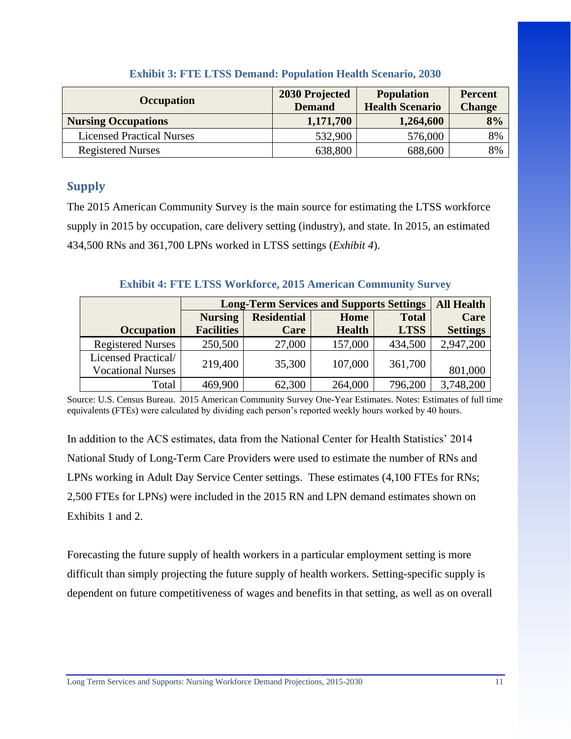**Exhibit 3: FTE LTSS Demand: Population Health Scenario, 2030**

| Occupation | 2030 Projected Demand | Population Health Scenario | Percent Change |
|---|---|---|---|
| **Nursing Occupations** | **1,171,700** | **1,264,600** | **8%** |
| Licensed Practical Nurses | 532,900 | 576,000 | 8% |
| Registered Nurses | 638,800 | 688,600 | 8% |

## Supply

The 2015 American Community Survey is the main source for estimating the LTSS workforce supply in 2015 by occupation, care delivery setting (industry), and state. In 2015, an estimated 434,500 RNs and 361,700 LPNs worked in LTSS settings (*Exhibit 4*).

**Exhibit 4: FTE LTSS Workforce, 2015 American Community Survey**

| | Long-Term Services and Supports Settings | | | | All Health Care Settings |
|---|---|---|---|---|---|
| Occupation | Nursing Facilities | Residential Care | Home Health | Total LTSS | |
| Registered Nurses | 250,500 | 27,000 | 157,000 | 434,500 | 2,947,200 |
| Licensed Practical/ Vocational Nurses | 219,400 | 35,300 | 107,000 | 361,700 | 801,000 |
| Total | 469,900 | 62,300 | 264,000 | 796,200 | 3,748,200 |

Source: U.S. Census Bureau. 2015 American Community Survey One-Year Estimates. Notes: Estimates of full time equivalents (FTEs) were calculated by dividing each person's reported weekly hours worked by 40 hours.

In addition to the ACS estimates, data from the National Center for Health Statistics' 2014 National Study of Long-Term Care Providers were used to estimate the number of RNs and LPNs working in Adult Day Service Center settings. These estimates (4,100 FTEs for RNs; 2,500 FTEs for LPNs) were included in the 2015 RN and LPN demand estimates shown on Exhibits 1 and 2.

Forecasting the future supply of health workers in a particular employment setting is more difficult than simply projecting the future supply of health workers. Setting-specific supply is dependent on future competitiveness of wages and benefits in that setting, as well as on overall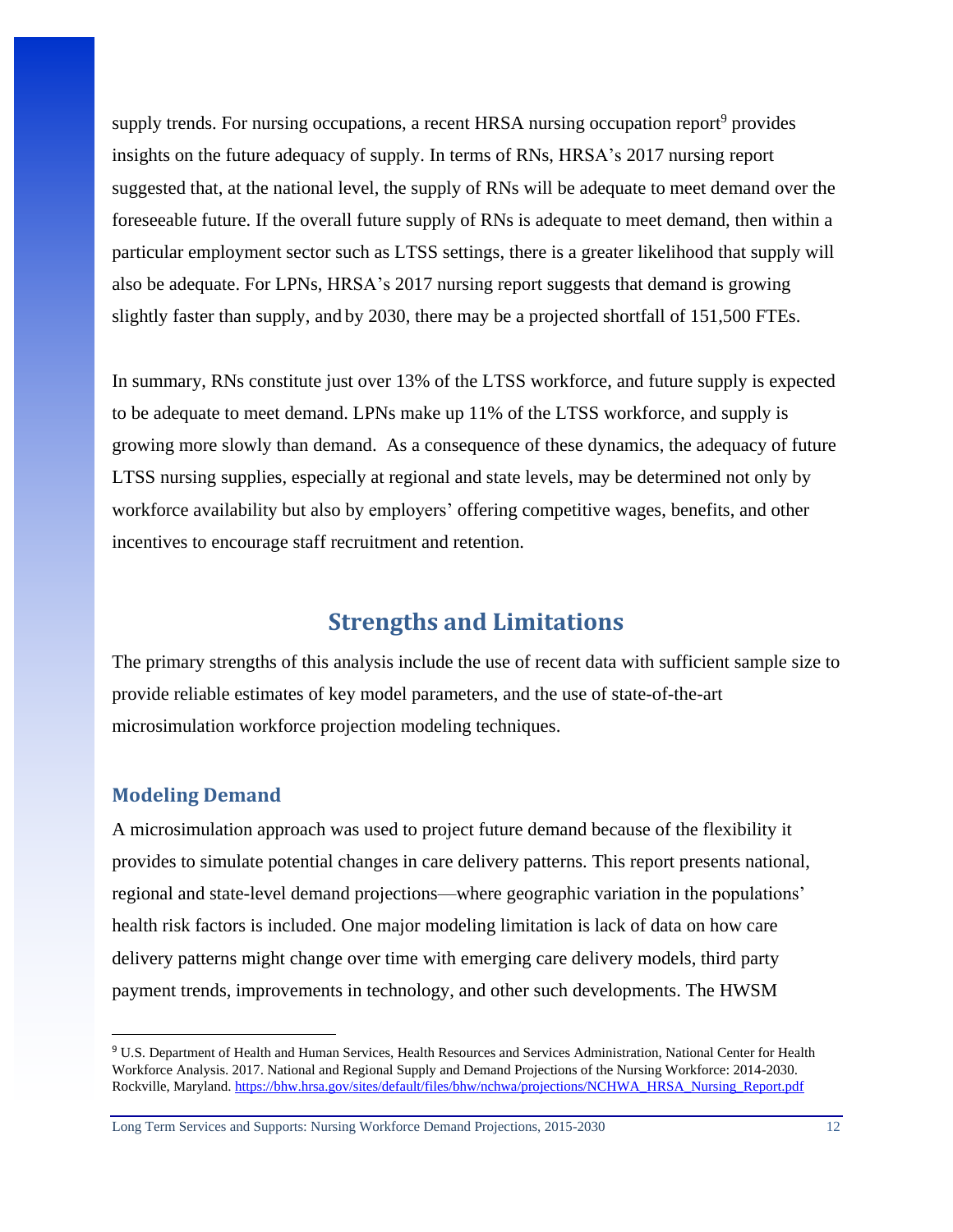supply trends. For nursing occupations, a recent HRSA nursing occupation report[9] provides insights on the future adequacy of supply. In terms of RNs, HRSA's 2017 nursing report suggested that, at the national level, the supply of RNs will be adequate to meet demand over the foreseeable future. If the overall future supply of RNs is adequate to meet demand, then within a particular employment sector such as LTSS settings, there is a greater likelihood that supply will also be adequate. For LPNs, HRSA's 2017 nursing report suggests that demand is growing slightly faster than supply, and by 2030, there may be a projected shortfall of 151,500 FTEs.

In summary, RNs constitute just over 13% of the LTSS workforce, and future supply is expected to be adequate to meet demand. LPNs make up 11% of the LTSS workforce, and supply is growing more slowly than demand. As a consequence of these dynamics, the adequacy of future LTSS nursing supplies, especially at regional and state levels, may be determined not only by workforce availability but also by employers' offering competitive wages, benefits, and other incentives to encourage staff recruitment and retention.

## Strengths and Limitations

The primary strengths of this analysis include the use of recent data with sufficient sample size to provide reliable estimates of key model parameters, and the use of state-of-the-art microsimulation workforce projection modeling techniques.

### Modeling Demand

A microsimulation approach was used to project future demand because of the flexibility it provides to simulate potential changes in care delivery patterns. This report presents national, regional and state-level demand projections—where geographic variation in the populations' health risk factors is included. One major modeling limitation is lack of data on how care delivery patterns might change over time with emerging care delivery models, third party payment trends, improvements in technology, and other such developments. The HWSM

---

[9] U.S. Department of Health and Human Services, Health Resources and Services Administration, National Center for Health Workforce Analysis. 2017. National and Regional Supply and Demand Projections of the Nursing Workforce: 2014-2030. Rockville, Maryland. https://bhw.hrsa.gov/sites/default/files/bhw/nchwa/projections/NCHWA_HRSA_Nursing_Report.pdf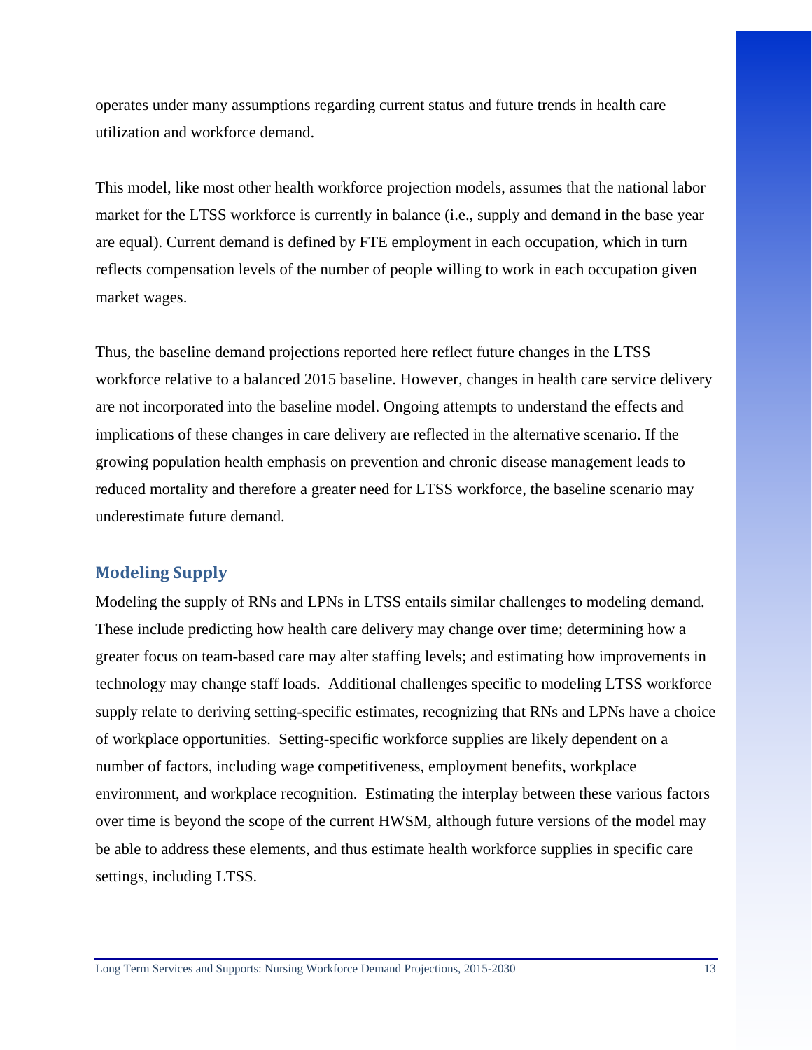operates under many assumptions regarding current status and future trends in health care utilization and workforce demand.

This model, like most other health workforce projection models, assumes that the national labor market for the LTSS workforce is currently in balance (i.e., supply and demand in the base year are equal). Current demand is defined by FTE employment in each occupation, which in turn reflects compensation levels of the number of people willing to work in each occupation given market wages.

Thus, the baseline demand projections reported here reflect future changes in the LTSS workforce relative to a balanced 2015 baseline. However, changes in health care service delivery are not incorporated into the baseline model. Ongoing attempts to understand the effects and implications of these changes in care delivery are reflected in the alternative scenario. If the growing population health emphasis on prevention and chronic disease management leads to reduced mortality and therefore a greater need for LTSS workforce, the baseline scenario may underestimate future demand.

## Modeling Supply

Modeling the supply of RNs and LPNs in LTSS entails similar challenges to modeling demand. These include predicting how health care delivery may change over time; determining how a greater focus on team-based care may alter staffing levels; and estimating how improvements in technology may change staff loads. Additional challenges specific to modeling LTSS workforce supply relate to deriving setting-specific estimates, recognizing that RNs and LPNs have a choice of workplace opportunities. Setting-specific workforce supplies are likely dependent on a number of factors, including wage competitiveness, employment benefits, workplace environment, and workplace recognition. Estimating the interplay between these various factors over time is beyond the scope of the current HWSM, although future versions of the model may be able to address these elements, and thus estimate health workforce supplies in specific care settings, including LTSS.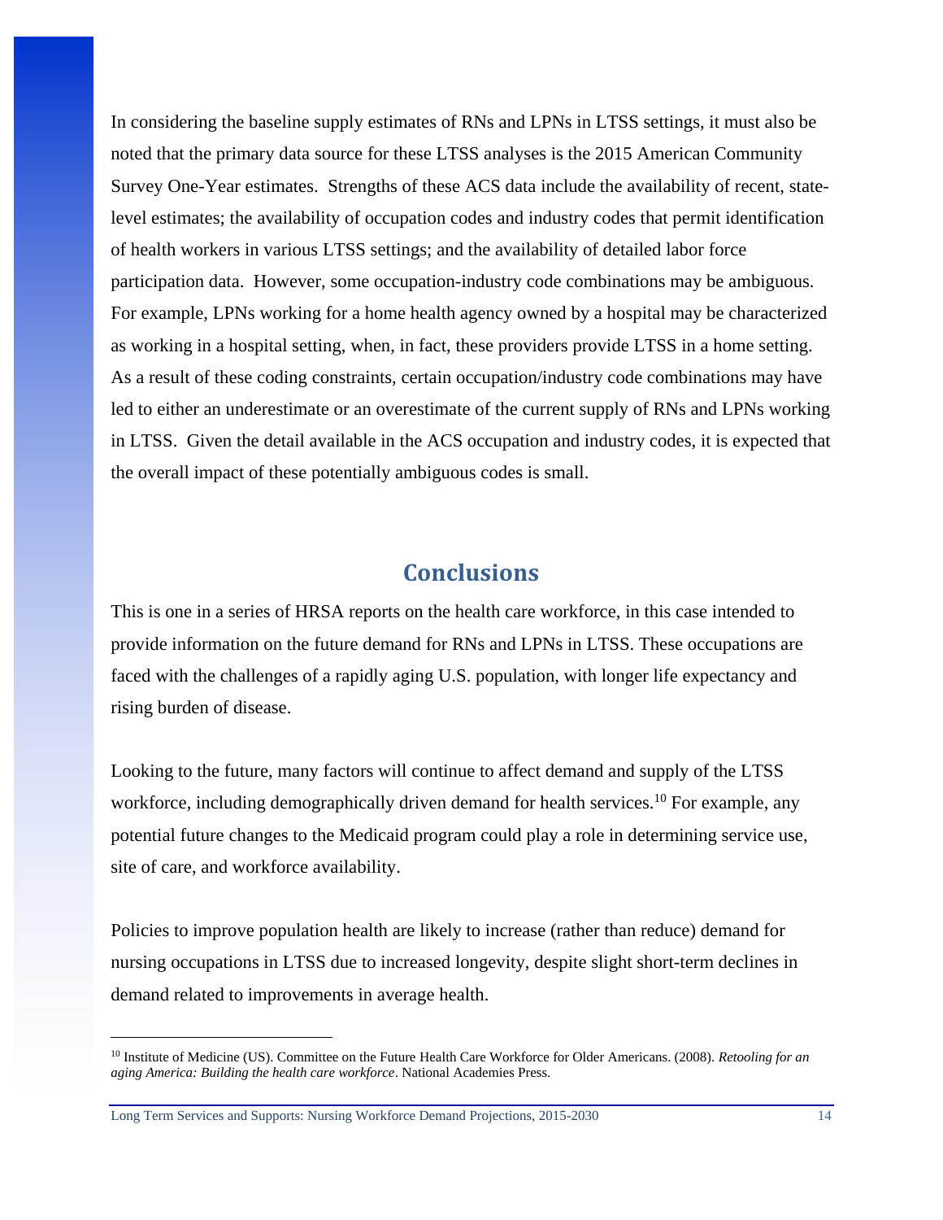In considering the baseline supply estimates of RNs and LPNs in LTSS settings, it must also be noted that the primary data source for these LTSS analyses is the 2015 American Community Survey One-Year estimates. Strengths of these ACS data include the availability of recent, state-level estimates; the availability of occupation codes and industry codes that permit identification of health workers in various LTSS settings; and the availability of detailed labor force participation data. However, some occupation-industry code combinations may be ambiguous. For example, LPNs working for a home health agency owned by a hospital may be characterized as working in a hospital setting, when, in fact, these providers provide LTSS in a home setting. As a result of these coding constraints, certain occupation/industry code combinations may have led to either an underestimate or an overestimate of the current supply of RNs and LPNs working in LTSS. Given the detail available in the ACS occupation and industry codes, it is expected that the overall impact of these potentially ambiguous codes is small.

## Conclusions

This is one in a series of HRSA reports on the health care workforce, in this case intended to provide information on the future demand for RNs and LPNs in LTSS. These occupations are faced with the challenges of a rapidly aging U.S. population, with longer life expectancy and rising burden of disease.

Looking to the future, many factors will continue to affect demand and supply of the LTSS workforce, including demographically driven demand for health services.[10] For example, any potential future changes to the Medicaid program could play a role in determining service use, site of care, and workforce availability.

Policies to improve population health are likely to increase (rather than reduce) demand for nursing occupations in LTSS due to increased longevity, despite slight short-term declines in demand related to improvements in average health.

---

[10] Institute of Medicine (US). Committee on the Future Health Care Workforce for Older Americans. (2008). *Retooling for an aging America: Building the health care workforce*. National Academies Press.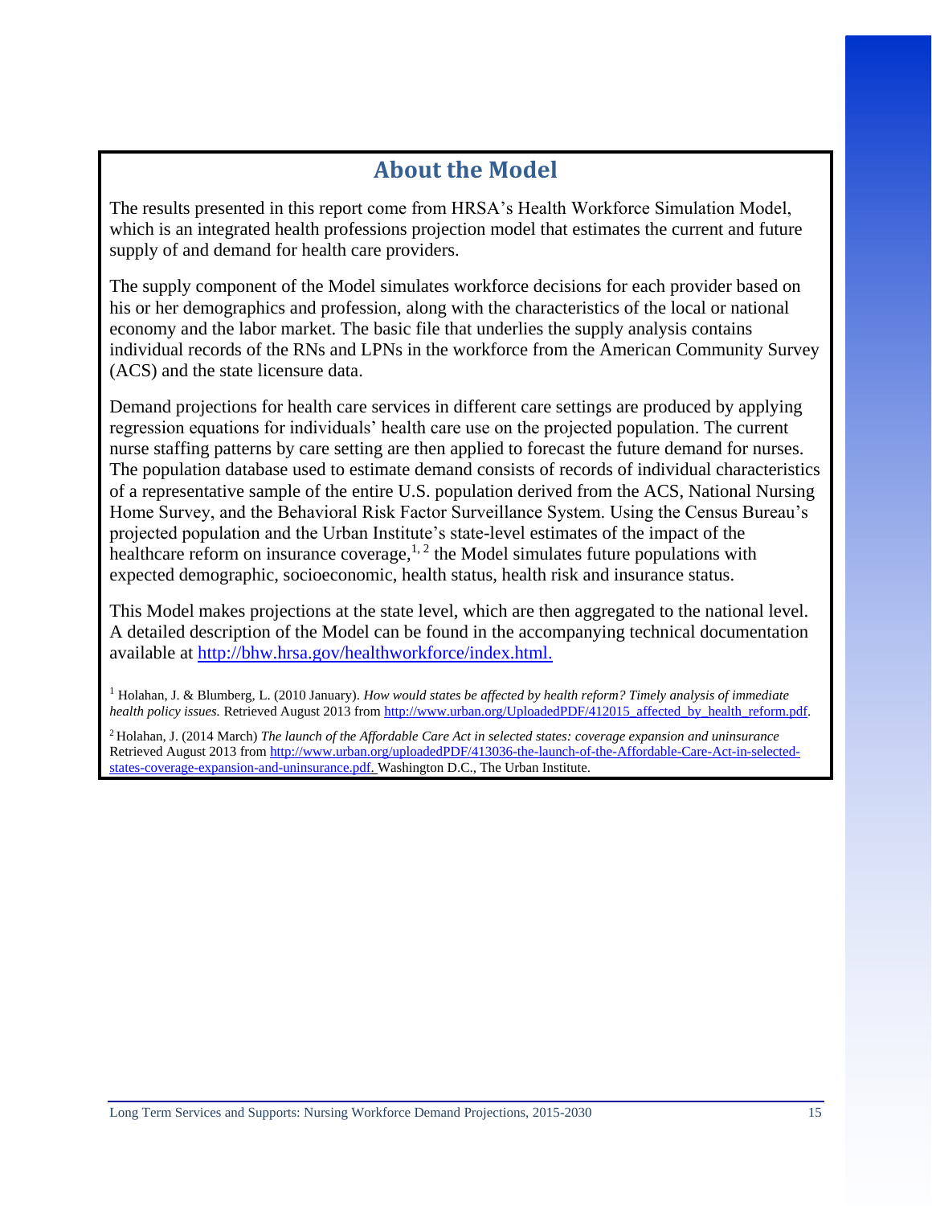## About the Model

The results presented in this report come from HRSA's Health Workforce Simulation Model, which is an integrated health professions projection model that estimates the current and future supply of and demand for health care providers.

The supply component of the Model simulates workforce decisions for each provider based on his or her demographics and profession, along with the characteristics of the local or national economy and the labor market. The basic file that underlies the supply analysis contains individual records of the RNs and LPNs in the workforce from the American Community Survey (ACS) and the state licensure data.

Demand projections for health care services in different care settings are produced by applying regression equations for individuals' health care use on the projected population. The current nurse staffing patterns by care setting are then applied to forecast the future demand for nurses. The population database used to estimate demand consists of records of individual characteristics of a representative sample of the entire U.S. population derived from the ACS, National Nursing Home Survey, and the Behavioral Risk Factor Surveillance System. Using the Census Bureau's projected population and the Urban Institute's state-level estimates of the impact of the healthcare reform on insurance coverage,[1, 2] the Model simulates future populations with expected demographic, socioeconomic, health status, health risk and insurance status.

This Model makes projections at the state level, which are then aggregated to the national level. A detailed description of the Model can be found in the accompanying technical documentation available at [http://bhw.hrsa.gov/healthworkforce/index.html.](http://bhw.hrsa.gov/healthworkforce/index.html)

[1] Holahan, J. & Blumberg, L. (2010 January). *How would states be affected by health reform? Timely analysis of immediate health policy issues.* Retrieved August 2013 from http://www.urban.org/UploadedPDF/412015_affected_by_health_reform.pdf.

[2] Holahan, J. (2014 March) *The launch of the Affordable Care Act in selected states: coverage expansion and uninsurance* Retrieved August 2013 from http://www.urban.org/uploadedPDF/413036-the-launch-of-the-Affordable-Care-Act-in-selected-states-coverage-expansion-and-uninsurance.pdf. Washington D.C., The Urban Institute.